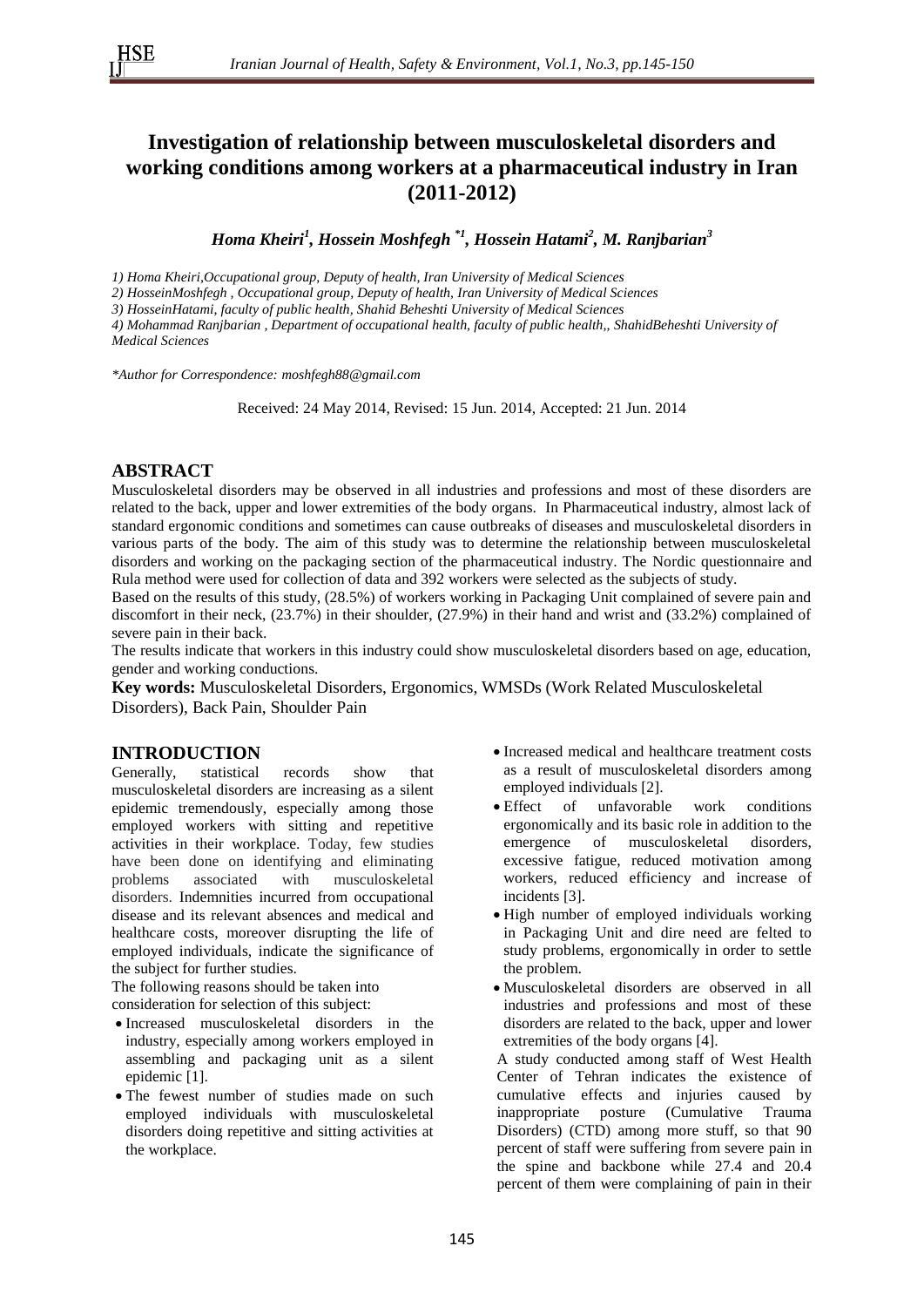# Investigation of relationship between musculoskeletal disorders and working conditions among workers at a pharmaceutical industry in Iran (2011-2012)

***Homa Kheiri[1], Hossein Moshfegh [*1], Hossein Hatami[2], M. Ranjbarian[3]***

*1) Homa Kheiri,Occupational group, Deputy of health, Iran University of Medical Sciences*

*2) HosseinMoshfegh , Occupational group, Deputy of health, Iran University of Medical Sciences*

*3) HosseinHatami, faculty of public health, Shahid Beheshti University of Medical Sciences*

*4) Mohammad Ranjbarian , Department of occupational health, faculty of public health,, ShahidBeheshti University of Medical Sciences*

*\*Author for Correspondence: moshfegh88@gmail.com*

Received: 24 May 2014, Revised: 15 Jun. 2014, Accepted: 21 Jun. 2014

## ABSTRACT

Musculoskeletal disorders may be observed in all industries and professions and most of these disorders are related to the back, upper and lower extremities of the body organs. In Pharmaceutical industry, almost lack of standard ergonomic conditions and sometimes can cause outbreaks of diseases and musculoskeletal disorders in various parts of the body. The aim of this study was to determine the relationship between musculoskeletal disorders and working on the packaging section of the pharmaceutical industry. The Nordic questionnaire and Rula method were used for collection of data and 392 workers were selected as the subjects of study.

Based on the results of this study, (28.5%) of workers working in Packaging Unit complained of severe pain and discomfort in their neck, (23.7%) in their shoulder, (27.9%) in their hand and wrist and (33.2%) complained of severe pain in their back.

The results indicate that workers in this industry could show musculoskeletal disorders based on age, education, gender and working conductions.

**Key words:** Musculoskeletal Disorders, Ergonomics, WMSDs (Work Related Musculoskeletal Disorders), Back Pain, Shoulder Pain

## INTRODUCTION

Generally, statistical records show that musculoskeletal disorders are increasing as a silent epidemic tremendously, especially among those employed workers with sitting and repetitive activities in their workplace. Today, few studies have been done on identifying and eliminating problems associated with musculoskeletal disorders. Indemnities incurred from occupational disease and its relevant absences and medical and healthcare costs, moreover disrupting the life of employed individuals, indicate the significance of the subject for further studies.

The following reasons should be taken into consideration for selection of this subject:

- Increased musculoskeletal disorders in the industry, especially among workers employed in assembling and packaging unit as a silent epidemic [1].
- The fewest number of studies made on such employed individuals with musculoskeletal disorders doing repetitive and sitting activities at the workplace.
- Increased medical and healthcare treatment costs as a result of musculoskeletal disorders among employed individuals [2].
- Effect of unfavorable work conditions ergonomically and its basic role in addition to the emergence of musculoskeletal disorders, excessive fatigue, reduced motivation among workers, reduced efficiency and increase of incidents [3].
- High number of employed individuals working in Packaging Unit and dire need are felted to study problems, ergonomically in order to settle the problem.
- Musculoskeletal disorders are observed in all industries and professions and most of these disorders are related to the back, upper and lower extremities of the body organs [4].

A study conducted among staff of West Health Center of Tehran indicates the existence of cumulative effects and injuries caused by inappropriate posture (Cumulative Trauma Disorders) (CTD) among more stuff, so that 90 percent of staff were suffering from severe pain in the spine and backbone while 27.4 and 20.4 percent of them were complaining of pain in their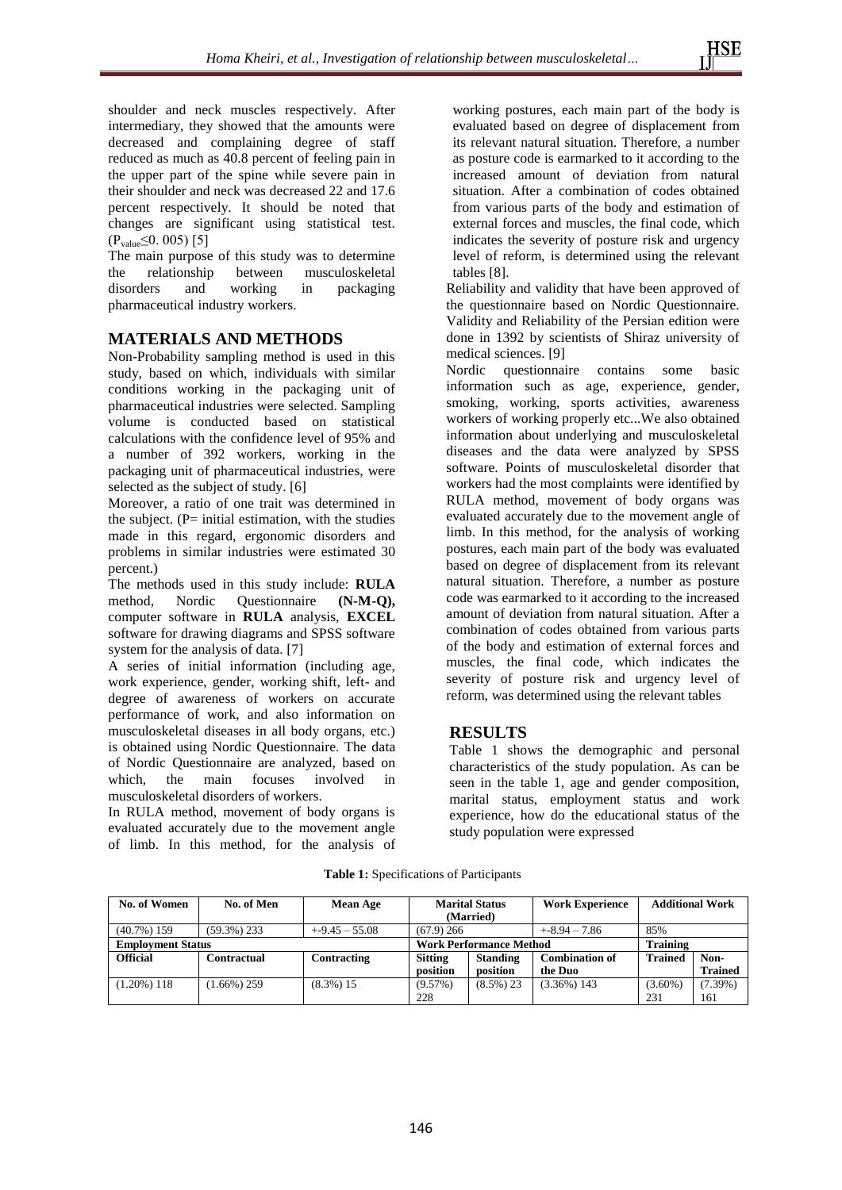shoulder and neck muscles respectively. After intermediary, they showed that the amounts were decreased and complaining degree of staff reduced as much as 40.8 percent of feeling pain in the upper part of the spine while severe pain in their shoulder and neck was decreased 22 and 17.6 percent respectively. It should be noted that changes are significant using statistical test. ($P_{value}$≤0. 005) [5]

The main purpose of this study was to determine the relationship between musculoskeletal disorders and working in packaging pharmaceutical industry workers.

## MATERIALS AND METHODS

Non-Probability sampling method is used in this study, based on which, individuals with similar conditions working in the packaging unit of pharmaceutical industries were selected. Sampling volume is conducted based on statistical calculations with the confidence level of 95% and a number of 392 workers, working in the packaging unit of pharmaceutical industries, were selected as the subject of study. [6]

Moreover, a ratio of one trait was determined in the subject. (P= initial estimation, with the studies made in this regard, ergonomic disorders and problems in similar industries were estimated 30 percent.)

The methods used in this study include: **RULA** method, Nordic Questionnaire **(N-M-Q),** computer software in **RULA** analysis, **EXCEL** software for drawing diagrams and SPSS software system for the analysis of data. [7]

A series of initial information (including age, work experience, gender, working shift, left- and degree of awareness of workers on accurate performance of work, and also information on musculoskeletal diseases in all body organs, etc.) is obtained using Nordic Questionnaire. The data of Nordic Questionnaire are analyzed, based on which, the main focuses involved in musculoskeletal disorders of workers.

In RULA method, movement of body organs is evaluated accurately due to the movement angle of limb. In this method, for the analysis of working postures, each main part of the body is evaluated based on degree of displacement from its relevant natural situation. Therefore, a number as posture code is earmarked to it according to the increased amount of deviation from natural situation. After a combination of codes obtained from various parts of the body and estimation of external forces and muscles, the final code, which indicates the severity of posture risk and urgency level of reform, is determined using the relevant tables [8].

Reliability and validity that have been approved of the questionnaire based on Nordic Questionnaire. Validity and Reliability of the Persian edition were done in 1392 by scientists of Shiraz university of medical sciences. [9]

Nordic questionnaire contains some basic information such as age, experience, gender, smoking, working, sports activities, awareness workers of working properly etc...We also obtained information about underlying and musculoskeletal diseases and the data were analyzed by SPSS software. Points of musculoskeletal disorder that workers had the most complaints were identified by RULA method, movement of body organs was evaluated accurately due to the movement angle of limb. In this method, for the analysis of working postures, each main part of the body was evaluated based on degree of displacement from its relevant natural situation. Therefore, a number as posture code was earmarked to it according to the increased amount of deviation from natural situation. After a combination of codes obtained from various parts of the body and estimation of external forces and muscles, the final code, which indicates the severity of posture risk and urgency level of reform, was determined using the relevant tables

## RESULTS

Table 1 shows the demographic and personal characteristics of the study population. As can be seen in the table 1, age and gender composition, marital status, employment status and work experience, how do the educational status of the study population were expressed

**Table 1:** Specifications of Participants

| No. of Women | No. of Men | Mean Age | Marital Status (Married) | | Work Experience | Additional Work | |
|---|---|---|---|---|---|---|---|
| (40.7%) 159 | (59.3%) 233 | +-9.45 – 55.08 | (67.9) 266 | | +-8.94 – 7.86 | 85% | |
| **Employment Status** | | | **Work Performance Method** | | | **Training** | |
| **Official** | **Contractual** | **Contracting** | **Sitting position** | **Standing position** | **Combination of the Duo** | **Trained** | **Non-Trained** |
| (1.20%) 118 | (1.66%) 259 | (8.3%) 15 | (9.57%) 228 | (8.5%) 23 | (3.36%) 143 | (3.60%) 231 | (7.39%) 161 |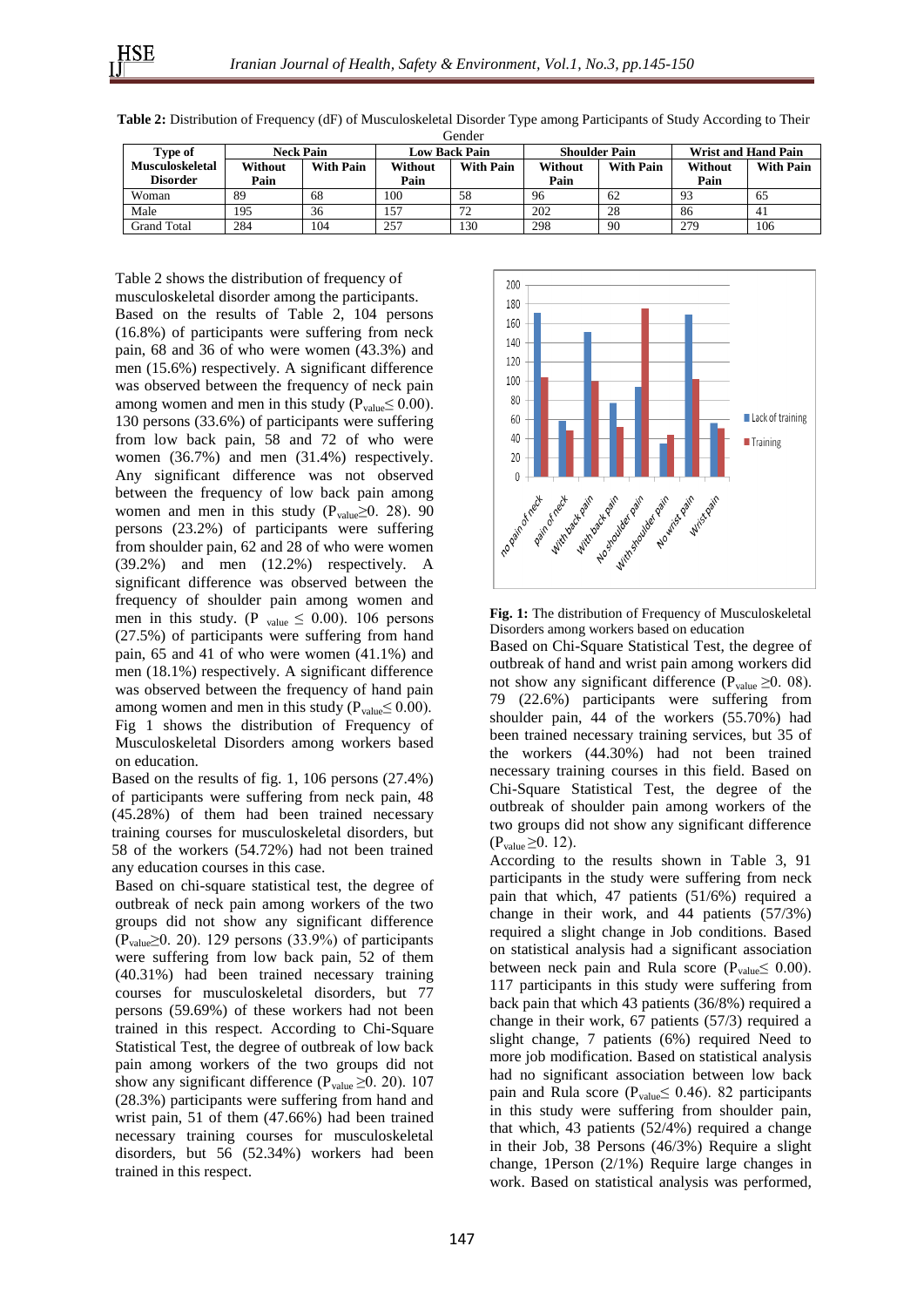**Table 2:** Distribution of Frequency (dF) of Musculoskeletal Disorder Type among Participants of Study According to Their Gender

| Type of Musculoskeletal Disorder | Neck Pain | | Low Back Pain | | Shoulder Pain | | Wrist and Hand Pain | |
|---|---|---|---|---|---|---|---|---|
| | Without Pain | With Pain | Without Pain | With Pain | Without Pain | With Pain | Without Pain | With Pain |
| Woman | 89 | 68 | 100 | 58 | 96 | 62 | 93 | 65 |
| Male | 195 | 36 | 157 | 72 | 202 | 28 | 86 | 41 |
| Grand Total | 284 | 104 | 257 | 130 | 298 | 90 | 279 | 106 |

Table 2 shows the distribution of frequency of musculoskeletal disorder among the participants. Based on the results of Table 2, 104 persons (16.8%) of participants were suffering from neck pain, 68 and 36 of who were women (43.3%) and men (15.6%) respectively. A significant difference was observed between the frequency of neck pain among women and men in this study ($P_{value} \leq 0.00$). 130 persons (33.6%) of participants were suffering from low back pain, 58 and 72 of who were women (36.7%) and men (31.4%) respectively. Any significant difference was not observed between the frequency of low back pain among women and men in this study ($P_{value} \geq 0.\ 28$). 90 persons (23.2%) of participants were suffering from shoulder pain, 62 and 28 of who were women (39.2%) and men (12.2%) respectively. A significant difference was observed between the frequency of shoulder pain among women and men in this study. ($P_{value} \leq 0.00$). 106 persons (27.5%) of participants were suffering from hand pain, 65 and 41 of who were women (41.1%) and men (18.1%) respectively. A significant difference was observed between the frequency of hand pain among women and men in this study ($P_{value} \leq 0.00$). Fig 1 shows the distribution of Frequency of Musculoskeletal Disorders among workers based on education.

Based on the results of fig. 1, 106 persons (27.4%) of participants were suffering from neck pain, 48 (45.28%) of them had been trained necessary training courses for musculoskeletal disorders, but 58 of the workers (54.72%) had not been trained any education courses in this case.

Based on chi-square statistical test, the degree of outbreak of neck pain among workers of the two groups did not show any significant difference ($P_{value} \geq 0.\ 20$). 129 persons (33.9%) of participants were suffering from low back pain, 52 of them (40.31%) had been trained necessary training courses for musculoskeletal disorders, but 77 persons (59.69%) of these workers had not been trained in this respect. According to Chi-Square Statistical Test, the degree of outbreak of low back pain among workers of the two groups did not show any significant difference ($P_{value} \geq 0.\ 20$). 107 (28.3%) participants were suffering from hand and wrist pain, 51 of them (47.66%) had been trained necessary training courses for musculoskeletal disorders, but 56 (52.34%) workers had been trained in this respect.

**Fig. 1:** The distribution of Frequency of Musculoskeletal Disorders among workers based on education

Based on Chi-Square Statistical Test, the degree of outbreak of hand and wrist pain among workers did not show any significant difference ($P_{value} \geq 0.\ 08$). 79 (22.6%) participants were suffering from shoulder pain, 44 of the workers (55.70%) had been trained necessary training services, but 35 of the workers (44.30%) had not been trained necessary training courses in this field. Based on Chi-Square Statistical Test, the degree of the outbreak of shoulder pain among workers of the two groups did not show any significant difference ($P_{value} \geq 0.\ 12$).

According to the results shown in Table 3, 91 participants in the study were suffering from neck pain that which, 47 patients (51/6%) required a change in their work, and 44 patients (57/3%) required a slight change in Job conditions. Based on statistical analysis had a significant association between neck pain and Rula score ($P_{value} \leq 0.00$). 117 participants in this study were suffering from back pain that which 43 patients (36/8%) required a change in their work, 67 patients (57/3) required a slight change, 7 patients (6%) required Need to more job modification. Based on statistical analysis had no significant association between low back pain and Rula score ($P_{value} \leq 0.46$). 82 participants in this study were suffering from shoulder pain, that which, 43 patients (52/4%) required a change in their Job, 38 Persons (46/3%) Require a slight change, 1Person (2/1%) Require large changes in work. Based on statistical analysis was performed,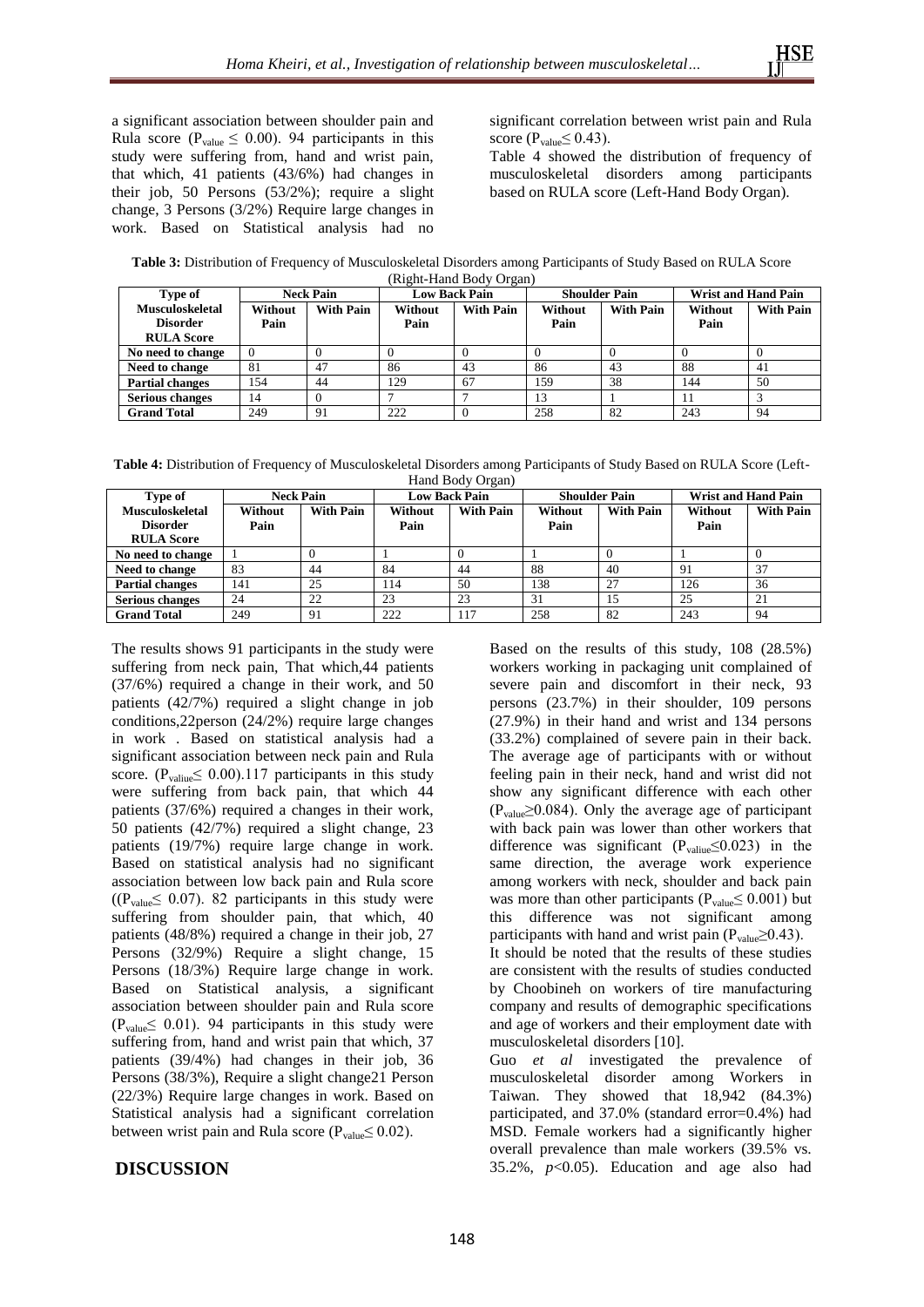a significant association between shoulder pain and Rula score ($P_{value} \leq 0.00$). 94 participants in this study were suffering from, hand and wrist pain, that which, 41 patients (43/6%) had changes in their job, 50 Persons (53/2%); require a slight change, 3 Persons (3/2%) Require large changes in work. Based on Statistical analysis had no significant correlation between wrist pain and Rula score ($P_{value} \leq 0.43$).

Table 4 showed the distribution of frequency of musculoskeletal disorders among participants based on RULA score (Left-Hand Body Organ).

**Table 3:** Distribution of Frequency of Musculoskeletal Disorders among Participants of Study Based on RULA Score (Right-Hand Body Organ)

| Type of Musculoskeletal Disorder RULA Score | Neck Pain | | Low Back Pain | | Shoulder Pain | | Wrist and Hand Pain | |
|---|---|---|---|---|---|---|---|---|
| | Without Pain | With Pain | Without Pain | With Pain | Without Pain | With Pain | Without Pain | With Pain |
| No need to change | 0 | 0 | 0 | 0 | 0 | 0 | 0 | 0 |
| Need to change | 81 | 47 | 86 | 43 | 86 | 43 | 88 | 41 |
| Partial changes | 154 | 44 | 129 | 67 | 159 | 38 | 144 | 50 |
| Serious changes | 14 | 0 | 7 | 7 | 13 | 1 | 11 | 3 |
| Grand Total | 249 | 91 | 222 | 0 | 258 | 82 | 243 | 94 |

**Table 4:** Distribution of Frequency of Musculoskeletal Disorders among Participants of Study Based on RULA Score (Left-Hand Body Organ)

| Type of Musculoskeletal Disorder RULA Score | Neck Pain | | Low Back Pain | | Shoulder Pain | | Wrist and Hand Pain | |
|---|---|---|---|---|---|---|---|---|
| | Without Pain | With Pain | Without Pain | With Pain | Without Pain | With Pain | Without Pain | With Pain |
| No need to change | 1 | 0 | 1 | 0 | 1 | 0 | 1 | 0 |
| Need to change | 83 | 44 | 84 | 44 | 88 | 40 | 91 | 37 |
| Partial changes | 141 | 25 | 114 | 50 | 138 | 27 | 126 | 36 |
| Serious changes | 24 | 22 | 23 | 23 | 31 | 15 | 25 | 21 |
| Grand Total | 249 | 91 | 222 | 117 | 258 | 82 | 243 | 94 |

The results shows 91 participants in the study were suffering from neck pain, That which,44 patients (37/6%) required a change in their work, and 50 patients (42/7%) required a slight change in job conditions,22person (24/2%) require large changes in work . Based on statistical analysis had a significant association between neck pain and Rula score. ($P_{value} \leq 0.00$).117 participants in this study were suffering from back pain, that which 44 patients (37/6%) required a changes in their work, 50 patients (42/7%) required a slight change, 23 patients (19/7%) require large change in work. Based on statistical analysis had no significant association between low back pain and Rula score (($P_{value} \leq 0.07$). 82 participants in this study were suffering from shoulder pain, that which, 40 patients (48/8%) required a change in their job, 27 Persons (32/9%) Require a slight change, 15 Persons (18/3%) Require large change in work. Based on Statistical analysis, a significant association between shoulder pain and Rula score ($P_{value} \leq 0.01$). 94 participants in this study were suffering from, hand and wrist pain that which, 37 patients (39/4%) had changes in their job, 36 Persons (38/3%), Require a slight change21 Person (22/3%) Require large changes in work. Based on Statistical analysis had a significant correlation between wrist pain and Rula score ($P_{value} \leq 0.02$).

## DISCUSSION

Based on the results of this study, 108 (28.5%) workers working in packaging unit complained of severe pain and discomfort in their neck, 93 persons (23.7%) in their shoulder, 109 persons (27.9%) in their hand and wrist and 134 persons (33.2%) complained of severe pain in their back. The average age of participants with or without feeling pain in their neck, hand and wrist did not show any significant difference with each other ($P_{value} \geq 0.084$). Only the average age of participant with back pain was lower than other workers that difference was significant ($P_{value} \leq 0.023$) in the same direction, the average work experience among workers with neck, shoulder and back pain was more than other participants ($P_{value} \leq 0.001$) but this difference was not significant among participants with hand and wrist pain ($P_{value} \geq 0.43$).

It should be noted that the results of these studies are consistent with the results of studies conducted by Choobineh on workers of tire manufacturing company and results of demographic specifications and age of workers and their employment date with musculoskeletal disorders [10].

Guo *et al* investigated the prevalence of musculoskeletal disorder among Workers in Taiwan. They showed that 18,942 (84.3%) participated, and 37.0% (standard error=0.4%) had MSD. Female workers had a significantly higher overall prevalence than male workers (39.5% vs. 35.2%, $p<0.05$). Education and age also had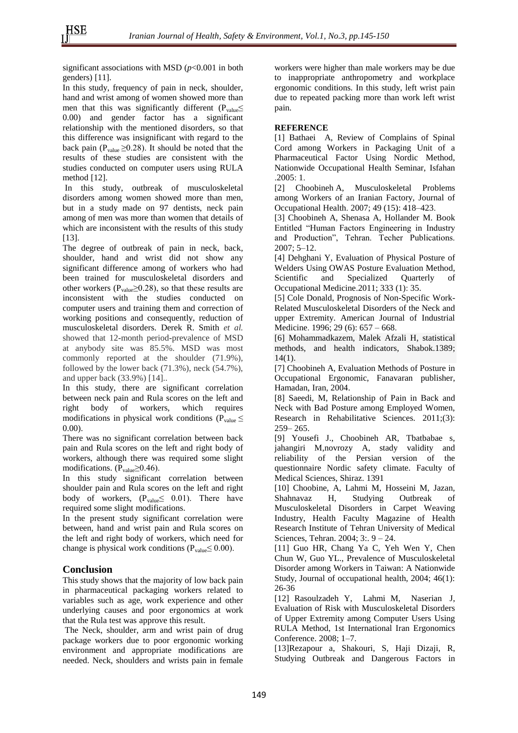significant associations with MSD ($p$<0.001 in both genders) [11].

In this study, frequency of pain in neck, shoulder, hand and wrist among of women showed more than men that this was significantly different ($P_{value} \leq 0.00$) and gender factor has a significant relationship with the mentioned disorders, so that this difference was insignificant with regard to the back pain ($P_{value} \geq 0.28$). It should be noted that the results of these studies are consistent with the studies conducted on computer users using RULA method [12].

In this study, outbreak of musculoskeletal disorders among women showed more than men, but in a study made on 97 dentists, neck pain among of men was more than women that details of which are inconsistent with the results of this study [13].

The degree of outbreak of pain in neck, back, shoulder, hand and wrist did not show any significant difference among of workers who had been trained for musculoskeletal disorders and other workers ($P_{value} \geq 0.28$), so that these results are inconsistent with the studies conducted on computer users and training them and correction of working positions and consequently, reduction of musculoskeletal disorders. Derek R. Smith *et al.* showed that 12-month period-prevalence of MSD at anybody site was 85.5%. MSD was most commonly reported at the shoulder (71.9%), followed by the lower back (71.3%), neck (54.7%), and upper back (33.9%) [14]..

In this study, there are significant correlation between neck pain and Rula scores on the left and right body of workers, which requires modifications in physical work conditions ($P_{value} \leq 0.00$).

There was no significant correlation between back pain and Rula scores on the left and right body of workers, although there was required some slight modifications. ($P_{value} \geq 0.46$).

In this study significant correlation between shoulder pain and Rula scores on the left and right body of workers, ($P_{value} \leq 0.01$). There have required some slight modifications.

In the present study significant correlation were between, hand and wrist pain and Rula scores on the left and right body of workers, which need for change is physical work conditions ($P_{value} \leq 0.00$).

## Conclusion

This study shows that the majority of low back pain in pharmaceutical packaging workers related to variables such as age, work experience and other underlying causes and poor ergonomics at work that the Rula test was approve this result.

The Neck, shoulder, arm and wrist pain of drug package workers due to poor ergonomic working environment and appropriate modifications are needed. Neck, shoulders and wrists pain in female workers were higher than male workers may be due to inappropriate anthropometry and workplace ergonomic conditions. In this study, left wrist pain due to repeated packing more than work left wrist pain.

**REFERENCE**

[1] Bathaei A, Review of Complains of Spinal Cord among Workers in Packaging Unit of a Pharmaceutical Factor Using Nordic Method, Nationwide Occupational Health Seminar, Isfahan .2005: 1.

[2] Choobineh A, Musculoskeletal Problems among Workers of an Iranian Factory, Journal of Occupational Health. 2007; 49 (15): 418–423.

[3] Choobineh A, Shenasa A, Hollander M. Book Entitled "Human Factors Engineering in Industry and Production", Tehran. Techer Publications. 2007; 5–12.

[4] Dehghani Y, Evaluation of Physical Posture of Welders Using OWAS Posture Evaluation Method, Scientific and Specialized Quarterly of Occupational Medicine.2011; 333 (1): 35.

[5] Cole Donald, Prognosis of Non-Specific Work-Related Musculoskeletal Disorders of the Neck and upper Extremity. American Journal of Industrial Medicine. 1996; 29 (6): 657 – 668.

[6] Mohammadkazem, Malek Afzali H, statistical methods, and health indicators, Shabok.1389; 14(1).

[7] Choobineh A, Evaluation Methods of Posture in Occupational Ergonomic, Fanavaran publisher, Hamadan, Iran, 2004.

[8] Saeedi, M, Relationship of Pain in Back and Neck with Bad Posture among Employed Women, Research in Rehabilitative Sciences. 2011;(3): 259– 265.

[9] Yousefi J., Choobineh AR, Tbatbabae s, jahangiri M,novrozy A, stady validity and reliability of the Persian version of the questionnaire Nordic safety climate. Faculty of Medical Sciences, Shiraz. 1391

[10] Choobine, A, Lahmi M, Hosseini M, Jazan, Shahnavaz H, Studying Outbreak of Musculoskeletal Disorders in Carpet Weaving Industry, Health Faculty Magazine of Health Research Institute of Tehran University of Medical Sciences, Tehran. 2004; 3:. 9 – 24.

[11] Guo HR, Chang Ya C, Yeh Wen Y, Chen Chun W, Guo YL., Prevalence of Musculoskeletal Disorder among Workers in Taiwan: A Nationwide Study, Journal of occupational health, 2004; 46(1): 26-36

[12] Rasoulzadeh Y, Lahmi M, Naserian J, Evaluation of Risk with Musculoskeletal Disorders of Upper Extremity among Computer Users Using RULA Method, 1st International Iran Ergonomics Conference. 2008; 1–7.

[13]Rezapour a, Shakouri, S, Haji Dizaji, R, Studying Outbreak and Dangerous Factors in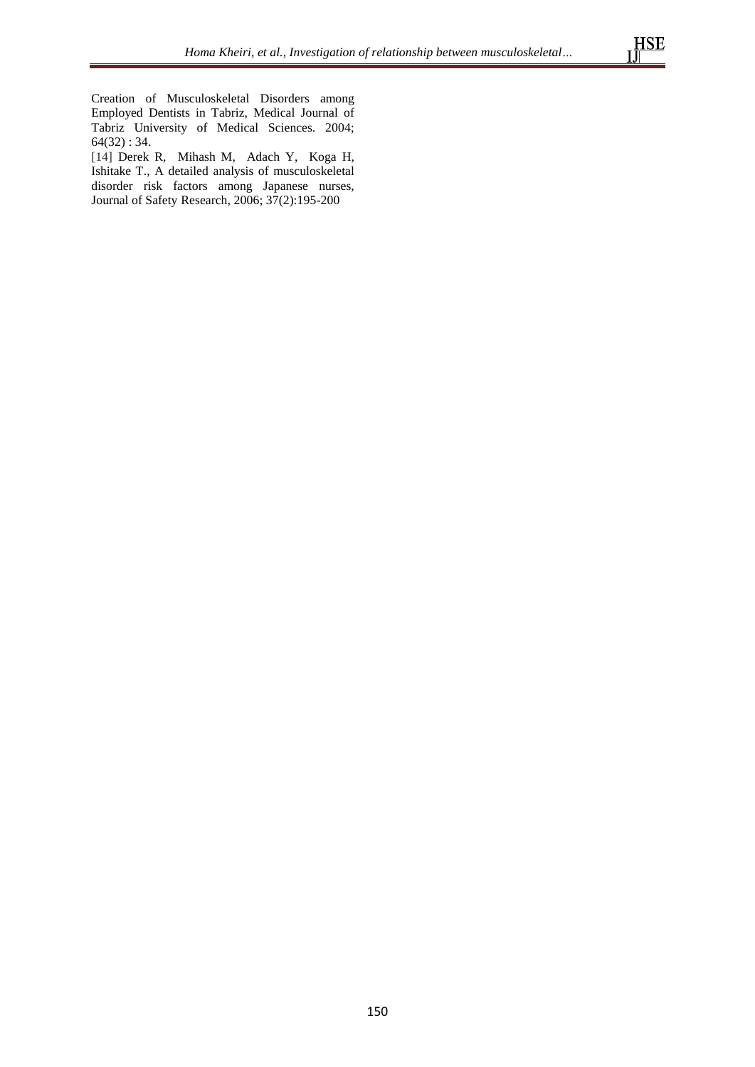Creation of Musculoskeletal Disorders among Employed Dentists in Tabriz, Medical Journal of Tabriz University of Medical Sciences. 2004; 64(32) : 34.

[14] Derek R, Mihash M, Adach Y, Koga H, Ishitake T., A detailed analysis of musculoskeletal disorder risk factors among Japanese nurses, Journal of Safety Research, 2006; 37(2):195-200